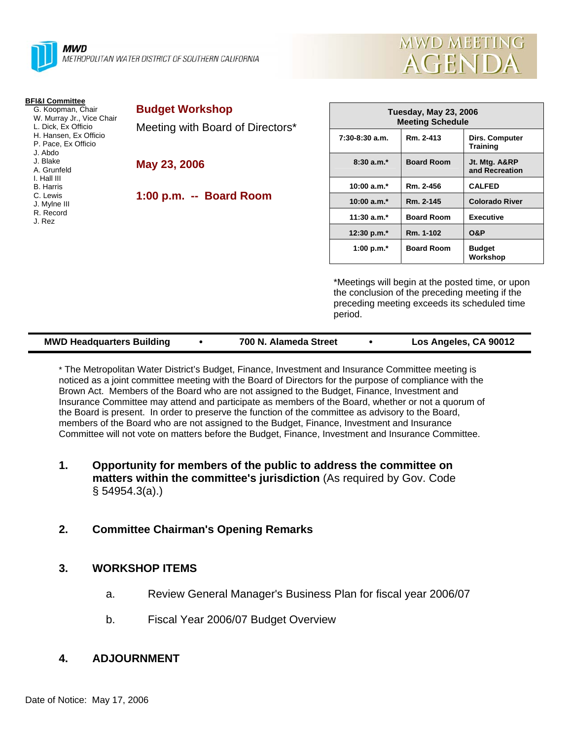**MWD**
METROPOLITAN WATER DISTRICT OF SOUTHERN CALIFORNIA

# MWD MEETING AGENDA

**BFI&I Committee**
- G. Koopman, Chair
- W. Murray Jr., Vice Chair
- L. Dick, Ex Officio
- H. Hansen, Ex Officio
- P. Pace, Ex Officio
- J. Abdo
- J. Blake
- A. Grunfeld
- I. Hall III
- B. Harris
- C. Lewis
- J. Mylne III
- R. Record
- J. Rez

## Budget Workshop

Meeting with Board of Directors*

**May 23, 2006**

**1:00 p.m. -- Board Room**

| Tuesday, May 23, 2006 Meeting Schedule | | |
|---|---|---|
| 7:30-8:30 a.m. | Rm. 2-413 | Dirs. Computer Training |
| 8:30 a.m.* | Board Room | Jt. Mtg. A&RP and Recreation |
| 10:00 a.m.* | Rm. 2-456 | CALFED |
| 10:00 a.m.* | Rm. 2-145 | Colorado River |
| 11:30 a.m.* | Board Room | Executive |
| 12:30 p.m.* | Rm. 1-102 | O&P |
| 1:00 p.m.* | Board Room | Budget Workshop |

*Meetings will begin at the posted time, or upon the conclusion of the preceding meeting if the preceding meeting exceeds its scheduled time period.

**MWD Headquarters Building • 700 N. Alameda Street • Los Angeles, CA 90012**

* The Metropolitan Water District's Budget, Finance, Investment and Insurance Committee meeting is noticed as a joint committee meeting with the Board of Directors for the purpose of compliance with the Brown Act. Members of the Board who are not assigned to the Budget, Finance, Investment and Insurance Committee may attend and participate as members of the Board, whether or not a quorum of the Board is present. In order to preserve the function of the committee as advisory to the Board, members of the Board who are not assigned to the Budget, Finance, Investment and Insurance Committee will not vote on matters before the Budget, Finance, Investment and Insurance Committee.

1. **Opportunity for members of the public to address the committee on matters within the committee's jurisdiction** (As required by Gov. Code § 54954.3(a).)

2. **Committee Chairman's Opening Remarks**

3. **WORKSHOP ITEMS**

   a. Review General Manager's Business Plan for fiscal year 2006/07

   b. Fiscal Year 2006/07 Budget Overview

4. **ADJOURNMENT**

Date of Notice: May 17, 2006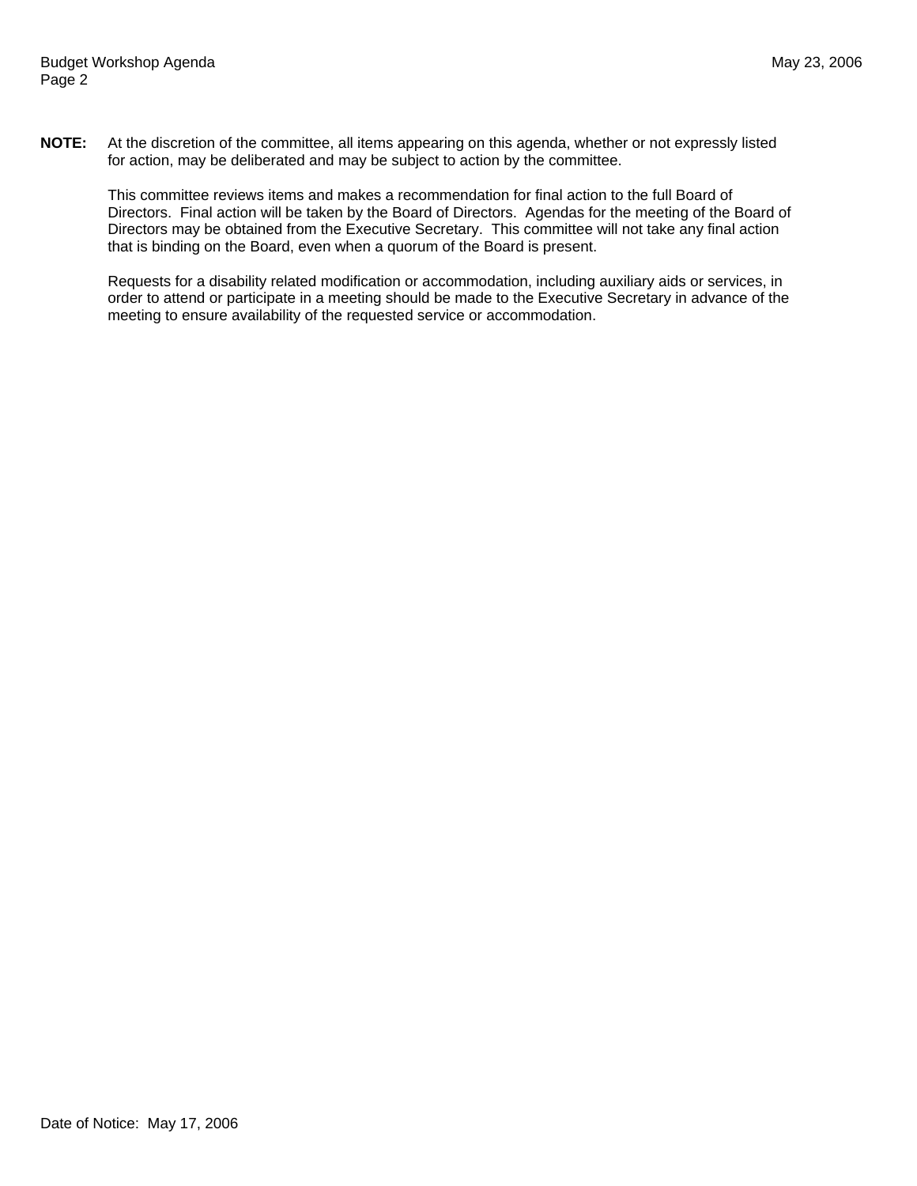**NOTE:** At the discretion of the committee, all items appearing on this agenda, whether or not expressly listed for action, may be deliberated and may be subject to action by the committee.

This committee reviews items and makes a recommendation for final action to the full Board of Directors. Final action will be taken by the Board of Directors. Agendas for the meeting of the Board of Directors may be obtained from the Executive Secretary. This committee will not take any final action that is binding on the Board, even when a quorum of the Board is present.

Requests for a disability related modification or accommodation, including auxiliary aids or services, in order to attend or participate in a meeting should be made to the Executive Secretary in advance of the meeting to ensure availability of the requested service or accommodation.

Date of Notice: May 17, 2006